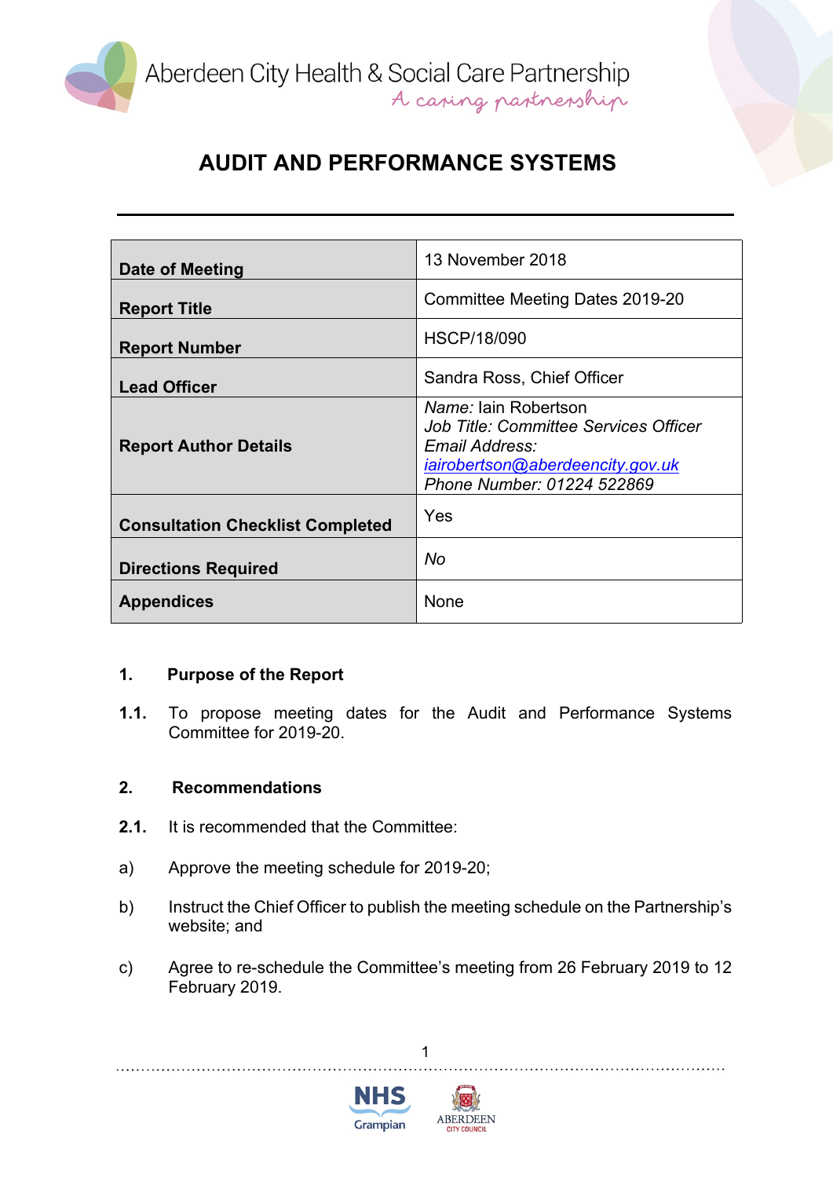Aberdeen City Health & Social Care Partnership
*A caring partnership*

# AUDIT AND PERFORMANCE SYSTEMS

| | |
|---|---|
| **Date of Meeting** | 13 November 2018 |
| **Report Title** | Committee Meeting Dates 2019-20 |
| **Report Number** | HSCP/18/090 |
| **Lead Officer** | Sandra Ross, Chief Officer |
| **Report Author Details** | *Name:* Iain Robertson<br>*Job Title: Committee Services Officer*<br>*Email Address:* *iairobertson@aberdeencity.gov.uk*<br>*Phone Number: 01224 522869* |
| **Consultation Checklist Completed** | Yes |
| **Directions Required** | *No* |
| **Appendices** | None |

## 1. Purpose of the Report

**1.1.** To propose meeting dates for the Audit and Performance Systems Committee for 2019-20.

## 2. Recommendations

**2.1.** It is recommended that the Committee:

a) Approve the meeting schedule for 2019-20;

b) Instruct the Chief Officer to publish the meeting schedule on the Partnership's website; and

c) Agree to re-schedule the Committee's meeting from 26 February 2019 to 12 February 2019.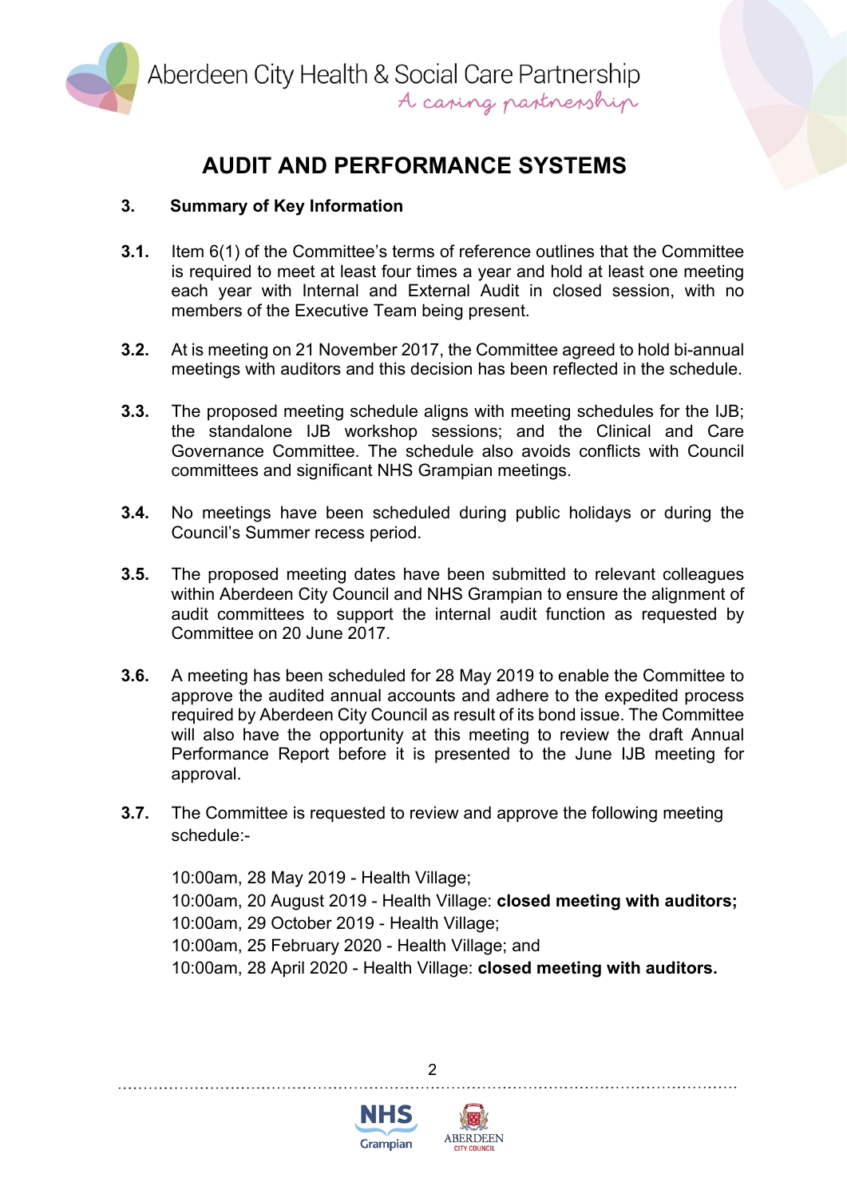# AUDIT AND PERFORMANCE SYSTEMS

**3. Summary of Key Information**

**3.1.** Item 6(1) of the Committee's terms of reference outlines that the Committee is required to meet at least four times a year and hold at least one meeting each year with Internal and External Audit in closed session, with no members of the Executive Team being present.

**3.2.** At is meeting on 21 November 2017, the Committee agreed to hold bi-annual meetings with auditors and this decision has been reflected in the schedule.

**3.3.** The proposed meeting schedule aligns with meeting schedules for the IJB; the standalone IJB workshop sessions; and the Clinical and Care Governance Committee. The schedule also avoids conflicts with Council committees and significant NHS Grampian meetings.

**3.4.** No meetings have been scheduled during public holidays or during the Council's Summer recess period.

**3.5.** The proposed meeting dates have been submitted to relevant colleagues within Aberdeen City Council and NHS Grampian to ensure the alignment of audit committees to support the internal audit function as requested by Committee on 20 June 2017.

**3.6.** A meeting has been scheduled for 28 May 2019 to enable the Committee to approve the audited annual accounts and adhere to the expedited process required by Aberdeen City Council as result of its bond issue. The Committee will also have the opportunity at this meeting to review the draft Annual Performance Report before it is presented to the June IJB meeting for approval.

**3.7.** The Committee is requested to review and approve the following meeting schedule:-

10:00am, 28 May 2019 - Health Village;
10:00am, 20 August 2019 - Health Village: **closed meeting with auditors;**
10:00am, 29 October 2019 - Health Village;
10:00am, 25 February 2020 - Health Village; and
10:00am, 28 April 2020 - Health Village: **closed meeting with auditors.**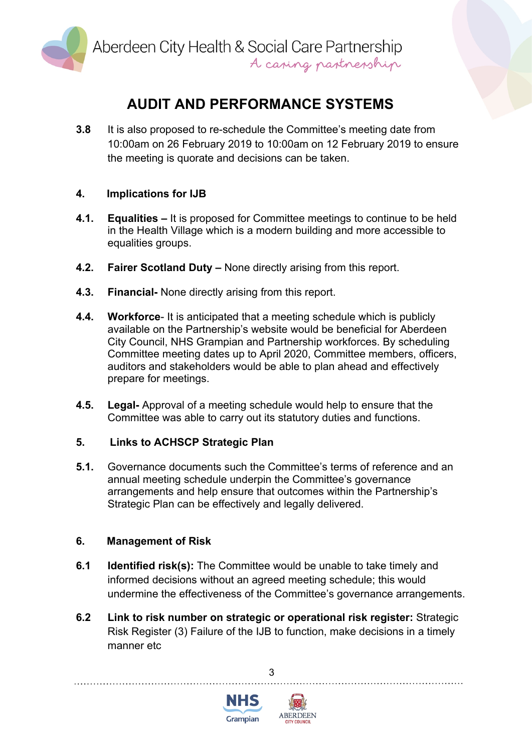# AUDIT AND PERFORMANCE SYSTEMS

**3.8** It is also proposed to re-schedule the Committee's meeting date from 10:00am on 26 February 2019 to 10:00am on 12 February 2019 to ensure the meeting is quorate and decisions can be taken.

## 4. Implications for IJB

**4.1. Equalities –** It is proposed for Committee meetings to continue to be held in the Health Village which is a modern building and more accessible to equalities groups.

**4.2. Fairer Scotland Duty –** None directly arising from this report.

**4.3. Financial-** None directly arising from this report.

**4.4. Workforce**- It is anticipated that a meeting schedule which is publicly available on the Partnership's website would be beneficial for Aberdeen City Council, NHS Grampian and Partnership workforces. By scheduling Committee meeting dates up to April 2020, Committee members, officers, auditors and stakeholders would be able to plan ahead and effectively prepare for meetings.

**4.5. Legal-** Approval of a meeting schedule would help to ensure that the Committee was able to carry out its statutory duties and functions.

## 5. Links to ACHSCP Strategic Plan

**5.1.** Governance documents such the Committee's terms of reference and an annual meeting schedule underpin the Committee's governance arrangements and help ensure that outcomes within the Partnership's Strategic Plan can be effectively and legally delivered.

## 6. Management of Risk

**6.1 Identified risk(s):** The Committee would be unable to take timely and informed decisions without an agreed meeting schedule; this would undermine the effectiveness of the Committee's governance arrangements.

**6.2 Link to risk number on strategic or operational risk register:** Strategic Risk Register (3) Failure of the IJB to function, make decisions in a timely manner etc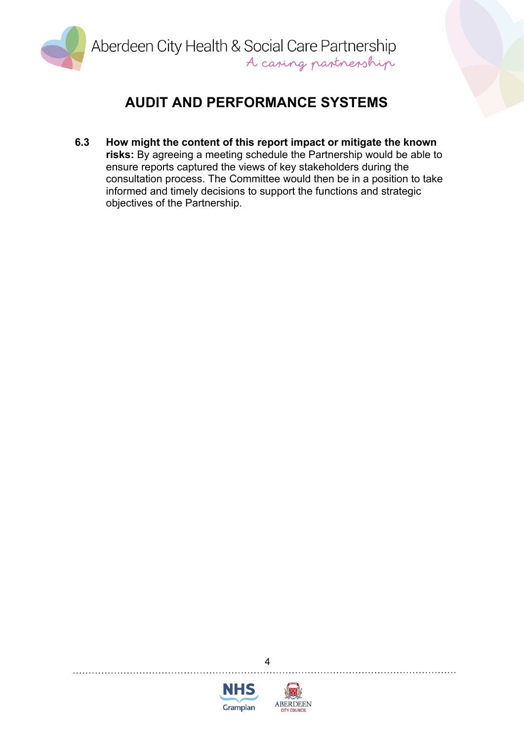# AUDIT AND PERFORMANCE SYSTEMS

6.3 **How might the content of this report impact or mitigate the known risks:** By agreeing a meeting schedule the Partnership would be able to ensure reports captured the views of key stakeholders during the consultation process. The Committee would then be in a position to take informed and timely decisions to support the functions and strategic objectives of the Partnership.